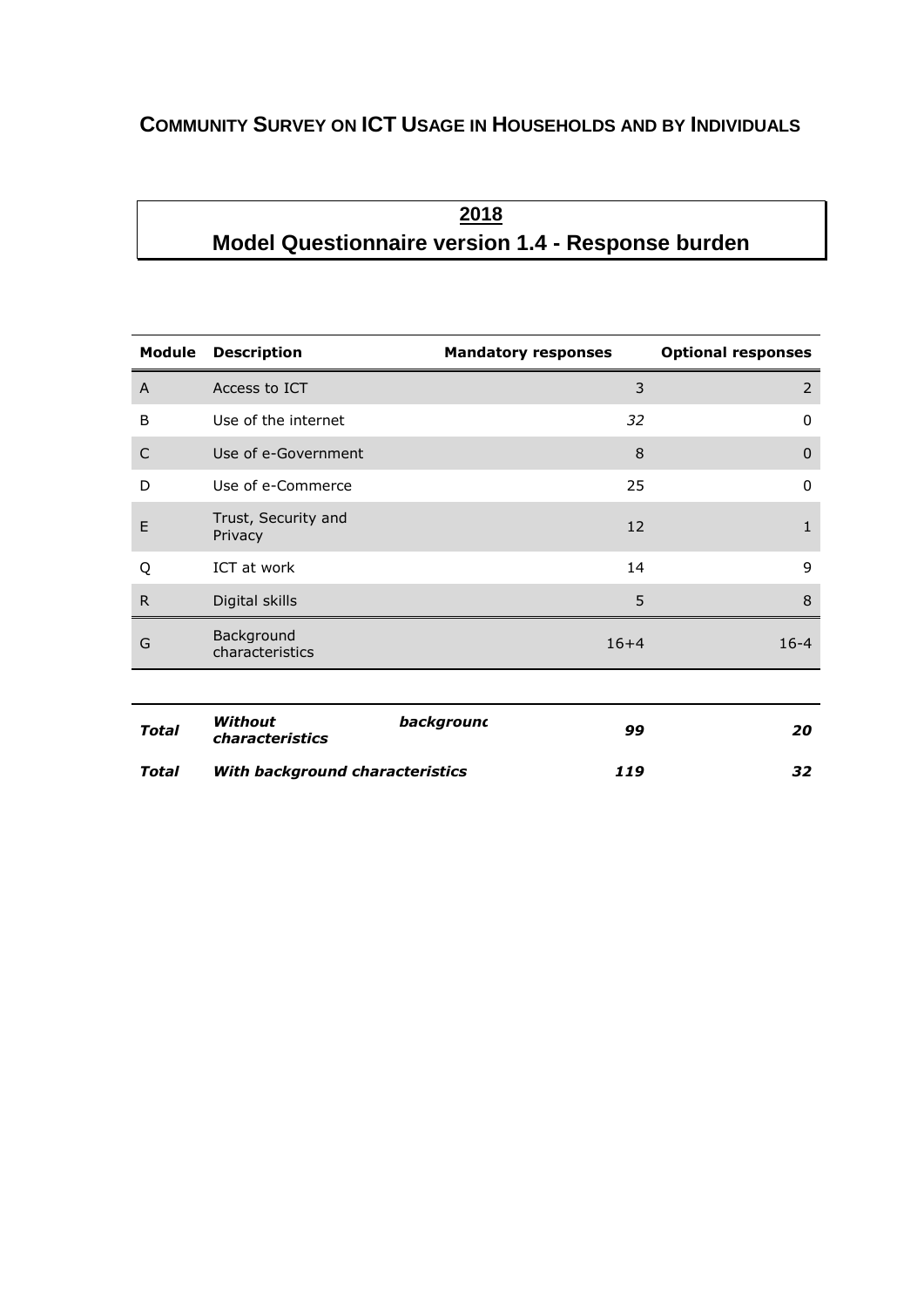# COMMUNITY SURVEY ON ICT USAGE IN HOUSEHOLDS AND BY INDIVIDUALS

## 2018
## Model Questionnaire version 1.4 - Response burden

| Module | Description | Mandatory responses | Optional responses |
|---|---|---|---|
| A | Access to ICT | 3 | 2 |
| B | Use of the internet | *32* | 0 |
| C | Use of e-Government | 8 | 0 |
| D | Use of e-Commerce | 25 | 0 |
| E | Trust, Security and Privacy | 12 | 1 |
| Q | ICT at work | 14 | 9 |
| R | Digital skills | 5 | 8 |
| G | Background characteristics | 16+4 | 16-4 |

| | | | |
|---|---|---|---|
| ***Total*** | ***Without background characteristics*** | ***99*** | ***20*** |
| ***Total*** | ***With background characteristics*** | ***119*** | ***32*** |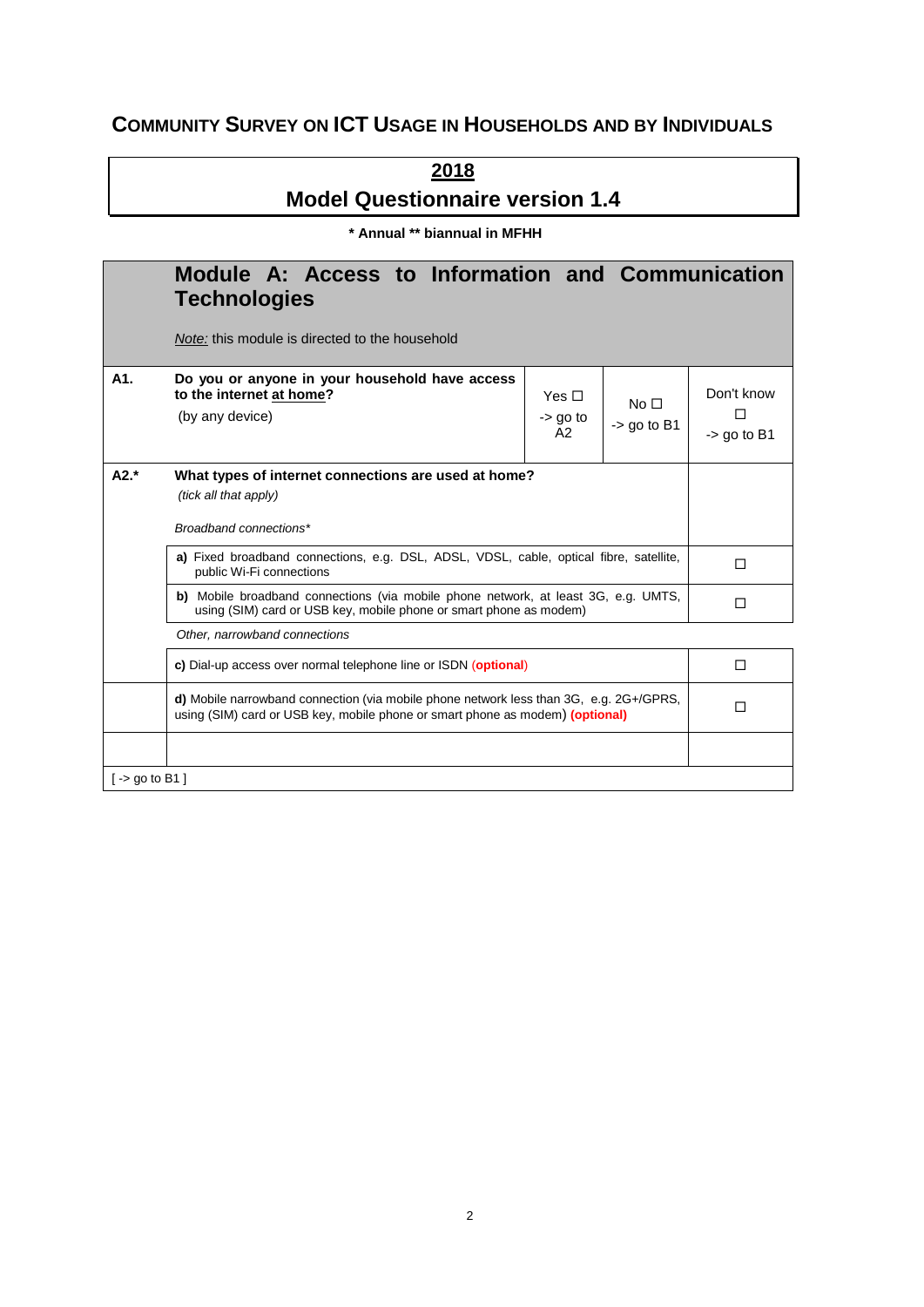# COMMUNITY SURVEY ON ICT USAGE IN HOUSEHOLDS AND BY INDIVIDUALS

## 2018
## Model Questionnaire version 1.4

**\* Annual \*\* biannual in MFHH**

## Module A: Access to Information and Communication Technologies

*Note:* this module is directed to the household

| | | | | |
|---|---|---|---|---|
| **A1.** | **Do you or anyone in your household have access to the internet at home?** (by any device) | Yes ☐ -> go to A2 | No ☐ -> go to B1 | Don't know ☐ -> go to B1 |

| | | |
|---|---|---|
| **A2.\*** | **What types of internet connections are used at home?** *(tick all that apply)* | |
| | *Broadband connections\** | |
| | **a)** Fixed broadband connections, e.g. DSL, ADSL, VDSL, cable, optical fibre, satellite, public Wi-Fi connections | ☐ |
| | **b)** Mobile broadband connections (via mobile phone network, at least 3G, e.g. UMTS, using (SIM) card or USB key, mobile phone or smart phone as modem) | ☐ |
| | *Other, narrowband connections* | |
| | **c)** Dial-up access over normal telephone line or ISDN (**optional**) | ☐ |
| | **d)** Mobile narrowband connection (via mobile phone network less than 3G, e.g. 2G+/GPRS, using (SIM) card or USB key, mobile phone or smart phone as modem) **(optional)** | ☐ |
| | | |
| [ -> go to B1 ] | | |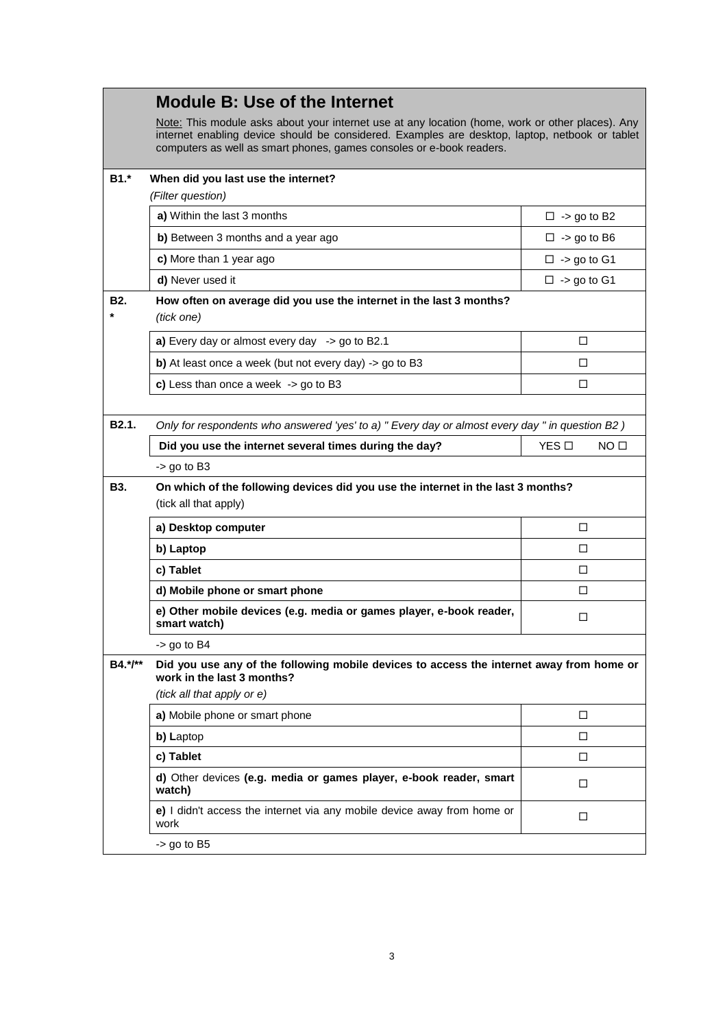## Module B: Use of the Internet

Note: This module asks about your internet use at any location (home, work or other places). Any internet enabling device should be considered. Examples are desktop, laptop, netbook or tablet computers as well as smart phones, games consoles or e-book readers.

**B1.*** **When did you last use the internet?**

*(Filter question)*

| | |
|---|---|
| **a)** Within the last 3 months | ☐ -> go to B2 |
| **b)** Between 3 months and a year ago | ☐ -> go to B6 |
| **c)** More than 1 year ago | ☐ -> go to G1 |
| **d)** Never used it | ☐ -> go to G1 |

**B2.*** **How often on average did you use the internet in the last 3 months?**

*(tick one)*

| | |
|---|---|
| **a)** Every day or almost every day -> go to B2.1 | ☐ |
| **b)** At least once a week (but not every day) -> go to B3 | ☐ |
| **c)** Less than once a week -> go to B3 | ☐ |

**B2.1.** *Only for respondents who answered 'yes' to a) " Every day or almost every day " in question B2 )*

| | |
|---|---|
| **Did you use the internet several times during the day?** | YES ☐ NO ☐ |

-> go to B3

**B3.** **On which of the following devices did you use the internet in the last 3 months?**

(tick all that apply)

| | |
|---|---|
| **a) Desktop computer** | ☐ |
| **b) Laptop** | ☐ |
| **c) Tablet** | ☐ |
| **d) Mobile phone or smart phone** | ☐ |
| **e) Other mobile devices (e.g. media or games player, e-book reader, smart watch)** | ☐ |

-> go to B4

**B4.*/**** **Did you use any of the following mobile devices to access the internet away from home or work in the last 3 months?**

*(tick all that apply or e)*

| | |
|---|---|
| **a)** Mobile phone or smart phone | ☐ |
| **b) L**aptop | ☐ |
| **c) Tablet** | ☐ |
| **d)** Other devices **(e.g. media or games player, e-book reader, smart watch)** | ☐ |
| **e)** I didn't access the internet via any mobile device away from home or work | ☐ |

-> go to B5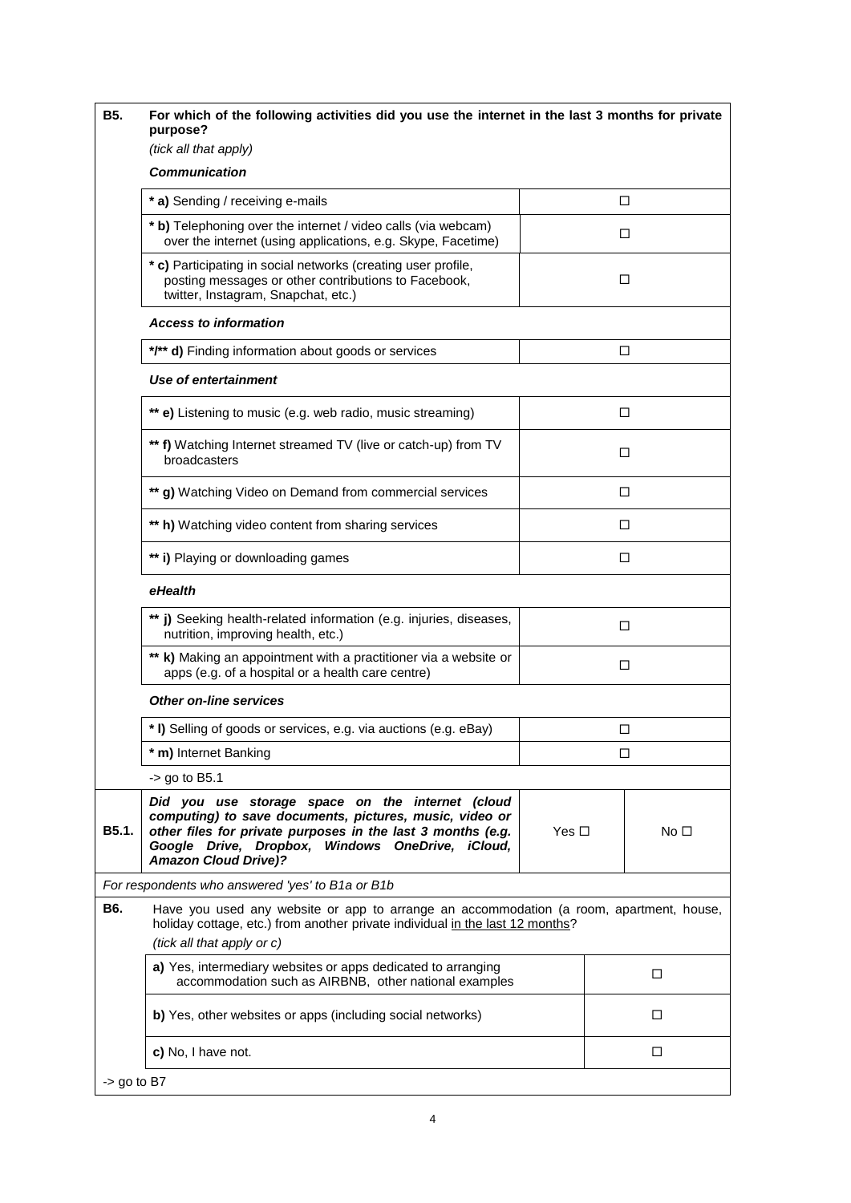| | | | |
|---|---|---|---|
| **B5.** | **For which of the following activities did you use the internet in the last 3 months for private purpose?**<br>*(tick all that apply)* | | |
| | ***Communication*** | | |
| | **\* a)** Sending / receiving e-mails | ☐ | |
| | **\* b)** Telephoning over the internet / video calls (via webcam) over the internet (using applications, e.g. Skype, Facetime) | ☐ | |
| | **\* c)** Participating in social networks (creating user profile, posting messages or other contributions to Facebook, twitter, Instagram, Snapchat, etc.) | ☐ | |
| | ***Access to information*** | | |
| | **\*/\*\* d)** Finding information about goods or services | ☐ | |
| | ***Use of entertainment*** | | |
| | **\*\* e)** Listening to music (e.g. web radio, music streaming) | ☐ | |
| | **\*\* f)** Watching Internet streamed TV (live or catch-up) from TV broadcasters | ☐ | |
| | **\*\* g)** Watching Video on Demand from commercial services | ☐ | |
| | **\*\* h)** Watching video content from sharing services | ☐ | |
| | **\*\* i)** Playing or downloading games | ☐ | |
| | ***eHealth*** | | |
| | **\*\* j)** Seeking health-related information (e.g. injuries, diseases, nutrition, improving health, etc.) | ☐ | |
| | **\*\* k)** Making an appointment with a practitioner via a website or apps (e.g. of a hospital or a health care centre) | ☐ | |
| | ***Other on-line services*** | | |
| | **\* l)** Selling of goods or services, e.g. via auctions (e.g. eBay) | ☐ | |
| | **\* m)** Internet Banking | ☐ | |
| | -> go to B5.1 | | |
| **B5.1.** | ***Did you use storage space on the internet (cloud computing) to save documents, pictures, music, video or other files for private purposes in the last 3 months (e.g. Google Drive, Dropbox, Windows OneDrive, iCloud, Amazon Cloud Drive)?*** | Yes ☐ | No ☐ |

*For respondents who answered 'yes' to B1a or B1b*

| | | |
|---|---|---|
| **B6.** | Have you used any website or app to arrange an accommodation (a room, apartment, house, holiday cottage, etc.) from another private individual in the last 12 months?<br>*(tick all that apply or c)* | |
| | **a)** Yes, intermediary websites or apps dedicated to arranging accommodation such as AIRBNB, other national examples | ☐ |
| | **b)** Yes, other websites or apps (including social networks) | ☐ |
| | **c)** No, I have not. | ☐ |

-> go to B7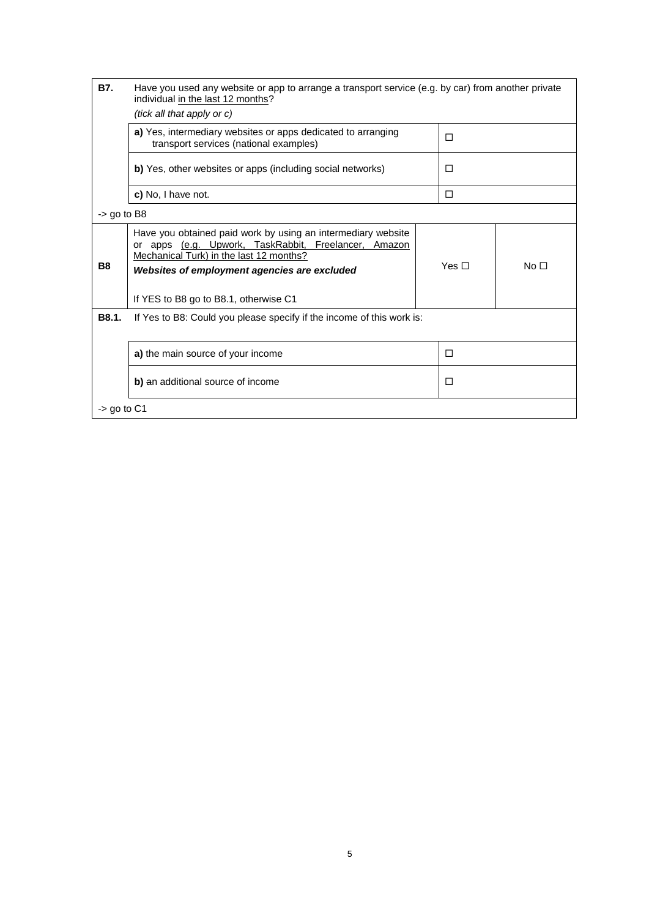| **B7.** | Have you used any website or app to arrange a transport service (e.g. by car) from another private individual in the last 12 months?<br>*(tick all that apply or c)* | | |
|---|---|---|---|
| | **a)** Yes, intermediary websites or apps dedicated to arranging transport services (national examples) | ☐ | |
| | **b)** Yes, other websites or apps (including social networks) | ☐ | |
| | **c)** No, I have not. | ☐ | |
| -> go to B8 | | | |
| **B8** | Have you obtained paid work by using an intermediary website or apps (e.g. Upwork, TaskRabbit, Freelancer, Amazon Mechanical Turk) in the last 12 months?<br>***Websites of employment agencies are excluded***<br><br>If YES to B8 go to B8.1, otherwise C1 | Yes ☐ | No ☐ |
| **B8.1.** | If Yes to B8: Could you please specify if the income of this work is: | | |
| | **a)** the main source of your income | ☐ | |
| | **b)** ~~a~~n additional source of income | ☐ | |
| -> go to C1 | | | |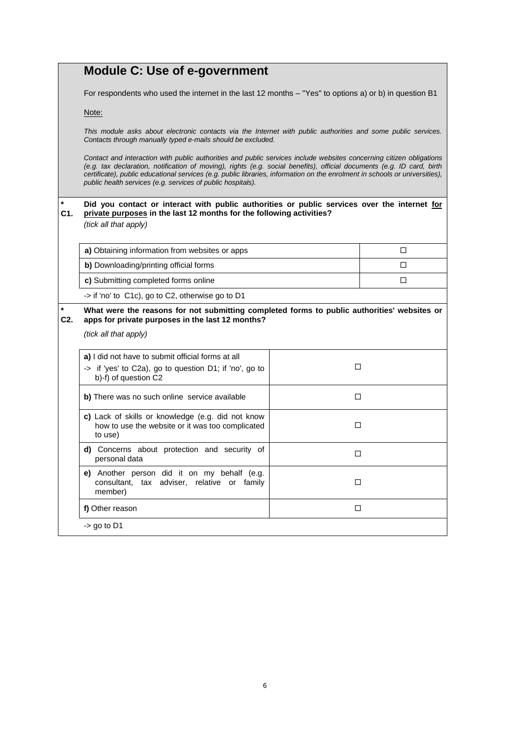## Module C: Use of e-government

For respondents who used the internet in the last 12 months – "Yes" to options a) or b) in question B1

Note:

*This module asks about electronic contacts via the Internet with public authorities and some public services. Contacts through manually typed e-mails should be excluded.*

*Contact and interaction with public authorities and public services include websites concerning citizen obligations (e.g. tax declaration, notification of moving), rights (e.g. social benefits), official documents (e.g. ID card, birth certificate), public educational services (e.g. public libraries, information on the enrolment in schools or universities), public health services (e.g. services of public hospitals).*

**\* C1. Did you contact or interact with public authorities or public services over the internet <u>for private purposes</u> in the last 12 months for the following activities?**

*(tick all that apply)*

| | |
|---|---|
| **a)** Obtaining information from websites or apps | ☐ |
| **b)** Downloading/printing official forms | ☐ |
| **c)** Submitting completed forms online | ☐ |

-> if 'no' to C1c), go to C2, otherwise go to D1

**\* C2. What were the reasons for not submitting completed forms to public authorities' websites or apps for private purposes in the last 12 months?**

*(tick all that apply)*

| | |
|---|---|
| **a)** I did not have to submit official forms at all<br>-> if 'yes' to C2a), go to question D1; if 'no', go to b)-f) of question C2 | ☐ |
| **b)** There was no such online service available | ☐ |
| **c)** Lack of skills or knowledge (e.g. did not know how to use the website or it was too complicated to use) | ☐ |
| **d)** Concerns about protection and security of personal data | ☐ |
| **e)** Another person did it on my behalf (e.g. consultant, tax adviser, relative or family member) | ☐ |
| **f)** Other reason | ☐ |

-> go to D1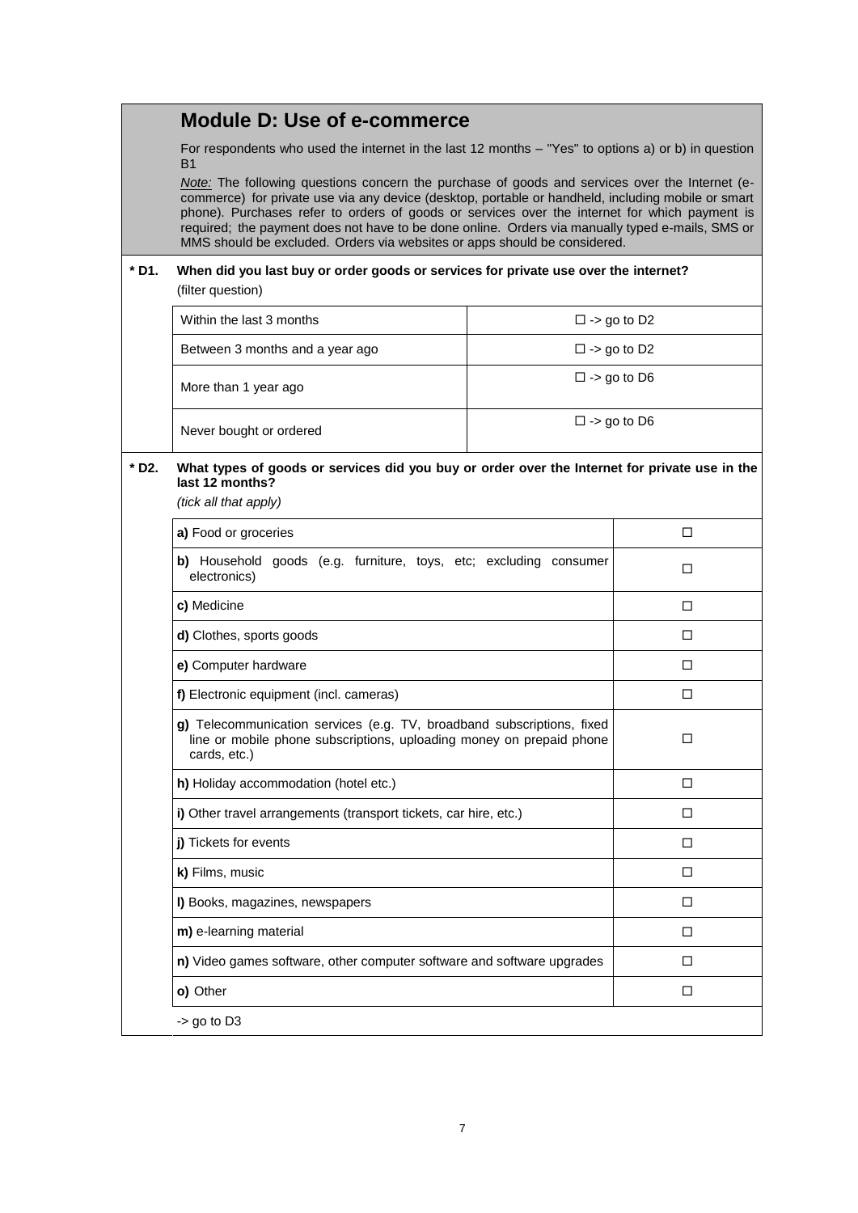## Module D: Use of e-commerce

For respondents who used the internet in the last 12 months – "Yes" to options a) or b) in question B1

*Note:* The following questions concern the purchase of goods and services over the Internet (e-commerce) for private use via any device (desktop, portable or handheld, including mobile or smart phone). Purchases refer to orders of goods or services over the internet for which payment is required; the payment does not have to be done online. Orders via manually typed e-mails, SMS or MMS should be excluded. Orders via websites or apps should be considered.

**\* D1. When did you last buy or order goods or services for private use over the internet?**
(filter question)

| | |
|---|---|
| Within the last 3 months | ☐ -> go to D2 |
| Between 3 months and a year ago | ☐ -> go to D2 |
| More than 1 year ago | ☐ -> go to D6 |
| Never bought or ordered | ☐ -> go to D6 |

**\* D2. What types of goods or services did you buy or order over the Internet for private use in the last 12 months?**
*(tick all that apply)*

| | |
|---|---|
| **a)** Food or groceries | ☐ |
| **b)** Household goods (e.g. furniture, toys, etc; excluding consumer electronics) | ☐ |
| **c)** Medicine | ☐ |
| **d)** Clothes, sports goods | ☐ |
| **e)** Computer hardware | ☐ |
| **f)** Electronic equipment (incl. cameras) | ☐ |
| **g)** Telecommunication services (e.g. TV, broadband subscriptions, fixed line or mobile phone subscriptions, uploading money on prepaid phone cards, etc.) | ☐ |
| **h)** Holiday accommodation (hotel etc.) | ☐ |
| **i)** Other travel arrangements (transport tickets, car hire, etc.) | ☐ |
| **j)** Tickets for events | ☐ |
| **k)** Films, music | ☐ |
| **l)** Books, magazines, newspapers | ☐ |
| **m)** e-learning material | ☐ |
| **n)** Video games software, other computer software and software upgrades | ☐ |
| **o)** Other | ☐ |

-> go to D3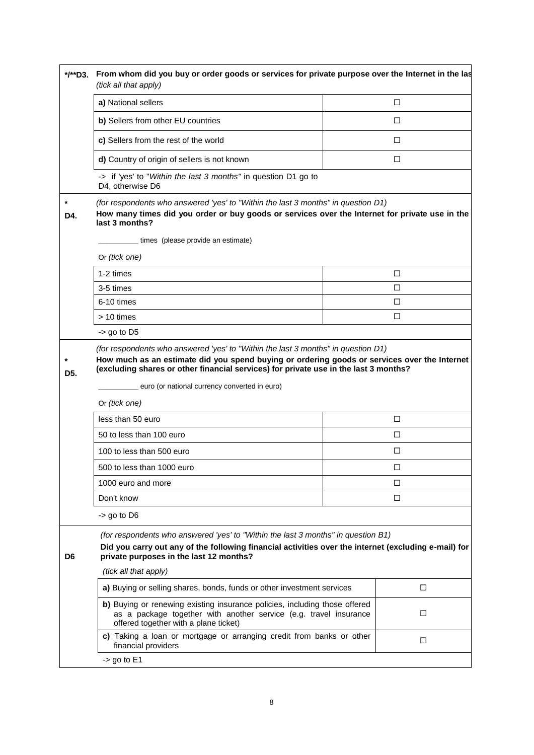**\*/\*\*D3.** **From whom did you buy or order goods or services for private purpose over the Internet in the las**
*(tick all that apply)*

| | |
|---|---|
| **a)** National sellers | ☐ |
| **b)** Sellers from other EU countries | ☐ |
| **c)** Sellers from the rest of the world | ☐ |
| **d)** Country of origin of sellers is not known | ☐ |

-> if 'yes' to "*Within the last 3 months*" in question D1 go to D4, otherwise D6

**\* D4.**
*(for respondents who answered 'yes' to "Within the last 3 months" in question D1)*
**How many times did you order or buy goods or services over the Internet for private use in the last 3 months?**

__________ times (please provide an estimate)

Or *(tick one)*

| | |
|---|---|
| 1-2 times | ☐ |
| 3-5 times | ☐ |
| 6-10 times | ☐ |
| > 10 times | ☐ |

-> go to D5

**\* D5.**
*(for respondents who answered 'yes' to "Within the last 3 months" in question D1)*
**How much as an estimate did you spend buying or ordering goods or services over the Internet (excluding shares or other financial services) for private use in the last 3 months?**

__________ euro (or national currency converted in euro)

Or *(tick one)*

| | |
|---|---|
| less than 50 euro | ☐ |
| 50 to less than 100 euro | ☐ |
| 100 to less than 500 euro | ☐ |
| 500 to less than 1000 euro | ☐ |
| 1000 euro and more | ☐ |
| Don't know | ☐ |

-> go to D6

**D6**
*(for respondents who answered 'yes' to "Within the last 3 months" in question B1)*
**Did you carry out any of the following financial activities over the internet (excluding e-mail) for private purposes in the last 12 months?**
*(tick all that apply)*

| | |
|---|---|
| **a)** Buying or selling shares, bonds, funds or other investment services | ☐ |
| **b)** Buying or renewing existing insurance policies, including those offered as a package together with another service (e.g. travel insurance offered together with a plane ticket) | ☐ |
| **c)** Taking a loan or mortgage or arranging credit from banks or other financial providers | ☐ |

-> go to E1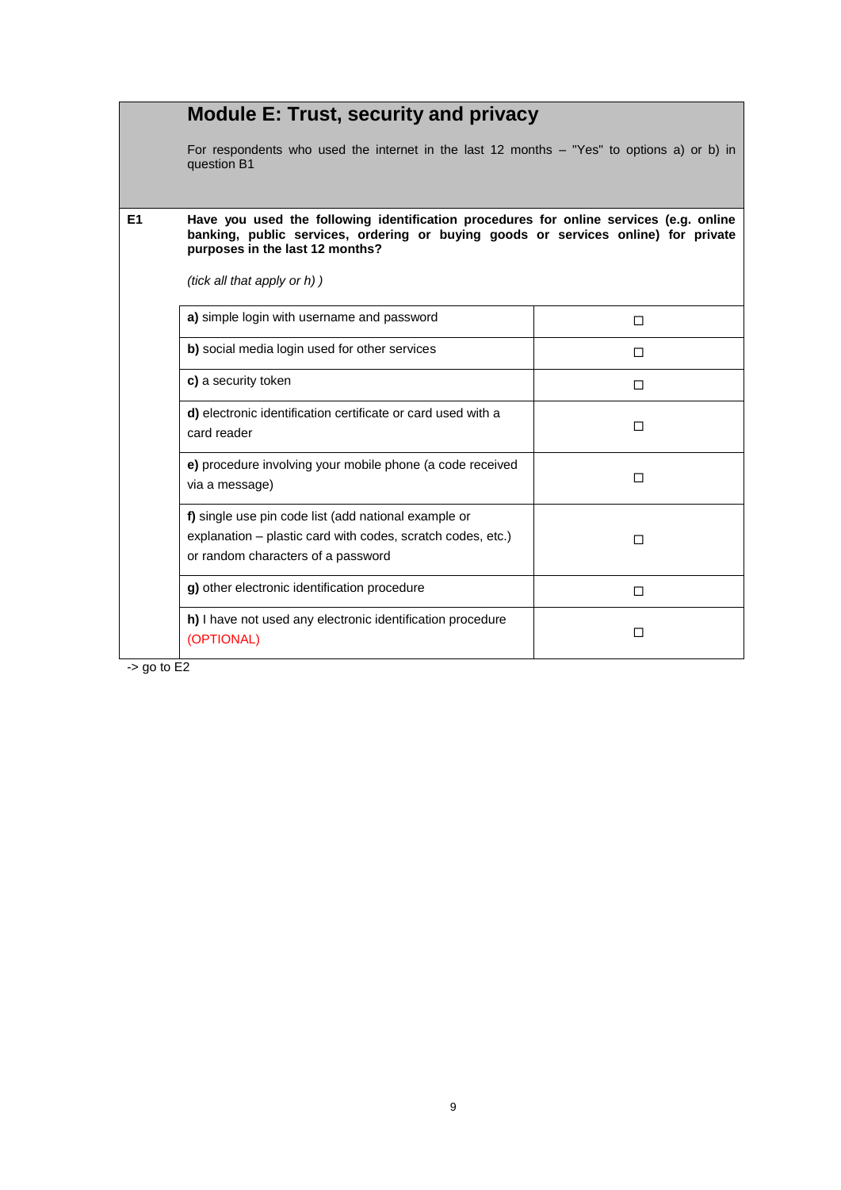## Module E: Trust, security and privacy

For respondents who used the internet in the last 12 months – "Yes" to options a) or b) in question B1

**E1** **Have you used the following identification procedures for online services (e.g. online banking, public services, ordering or buying goods or services online) for private purposes in the last 12 months?**

*(tick all that apply or h) )*

| | |
|---|---|
| **a)** simple login with username and password | ☐ |
| **b)** social media login used for other services | ☐ |
| **c)** a security token | ☐ |
| **d)** electronic identification certificate or card used with a card reader | ☐ |
| **e)** procedure involving your mobile phone (a code received via a message) | ☐ |
| **f)** single use pin code list (add national example or explanation – plastic card with codes, scratch codes, etc.) or random characters of a password | ☐ |
| **g)** other electronic identification procedure | ☐ |
| **h)** I have not used any electronic identification procedure (OPTIONAL) | ☐ |

-> go to E2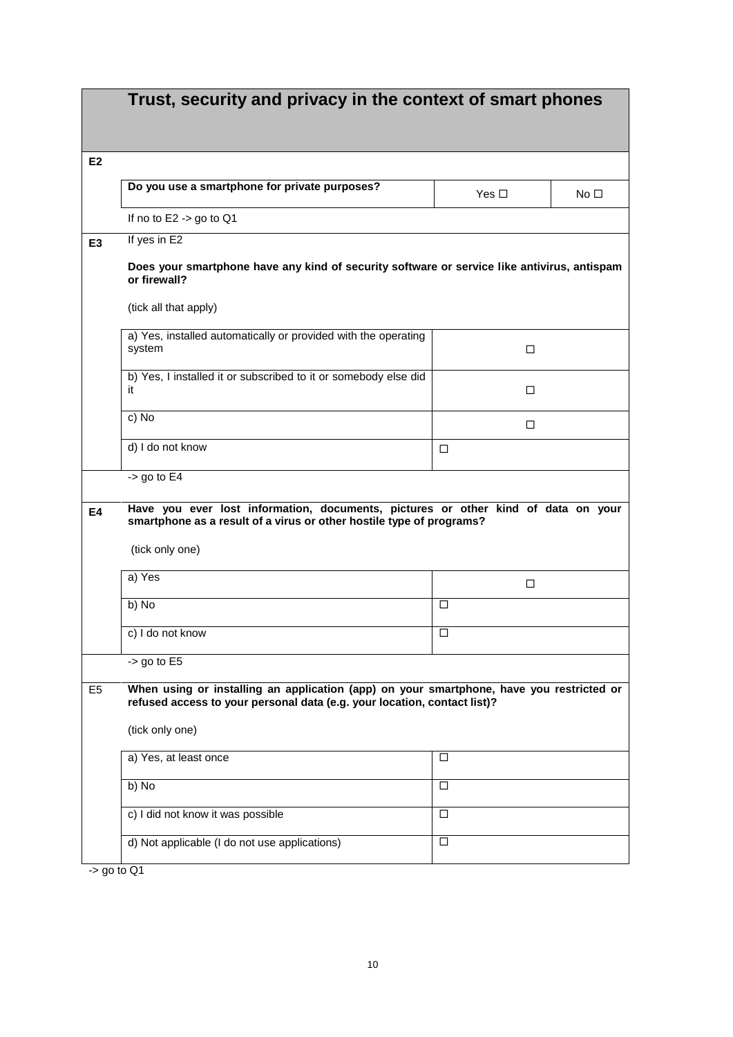# Trust, security and privacy in the context of smart phones

**E2**

| Do you use a smartphone for private purposes? | Yes ☐ | No ☐ |
| --- | --- | --- |

If no to E2 -> go to Q1

**E3**

If yes in E2

**Does your smartphone have any kind of security software or service like antivirus, antispam or firewall?**

(tick all that apply)

| | |
| --- | --- |
| a) Yes, installed automatically or provided with the operating system | ☐ |
| b) Yes, I installed it or subscribed to it or somebody else did it | ☐ |
| c) No | ☐ |
| d) I do not know | ☐ |

-> go to E4

**E4**

**Have you ever lost information, documents, pictures or other kind of data on your smartphone as a result of a virus or other hostile type of programs?**

(tick only one)

| | |
| --- | --- |
| a) Yes | ☐ |
| b) No | ☐ |
| c) I do not know | ☐ |

-> go to E5

**E5**

**When using or installing an application (app) on your smartphone, have you restricted or refused access to your personal data (e.g. your location, contact list)?**

(tick only one)

| | |
| --- | --- |
| a) Yes, at least once | ☐ |
| b) No | ☐ |
| c) I did not know it was possible | ☐ |
| d) Not applicable (I do not use applications) | ☐ |

-> go to Q1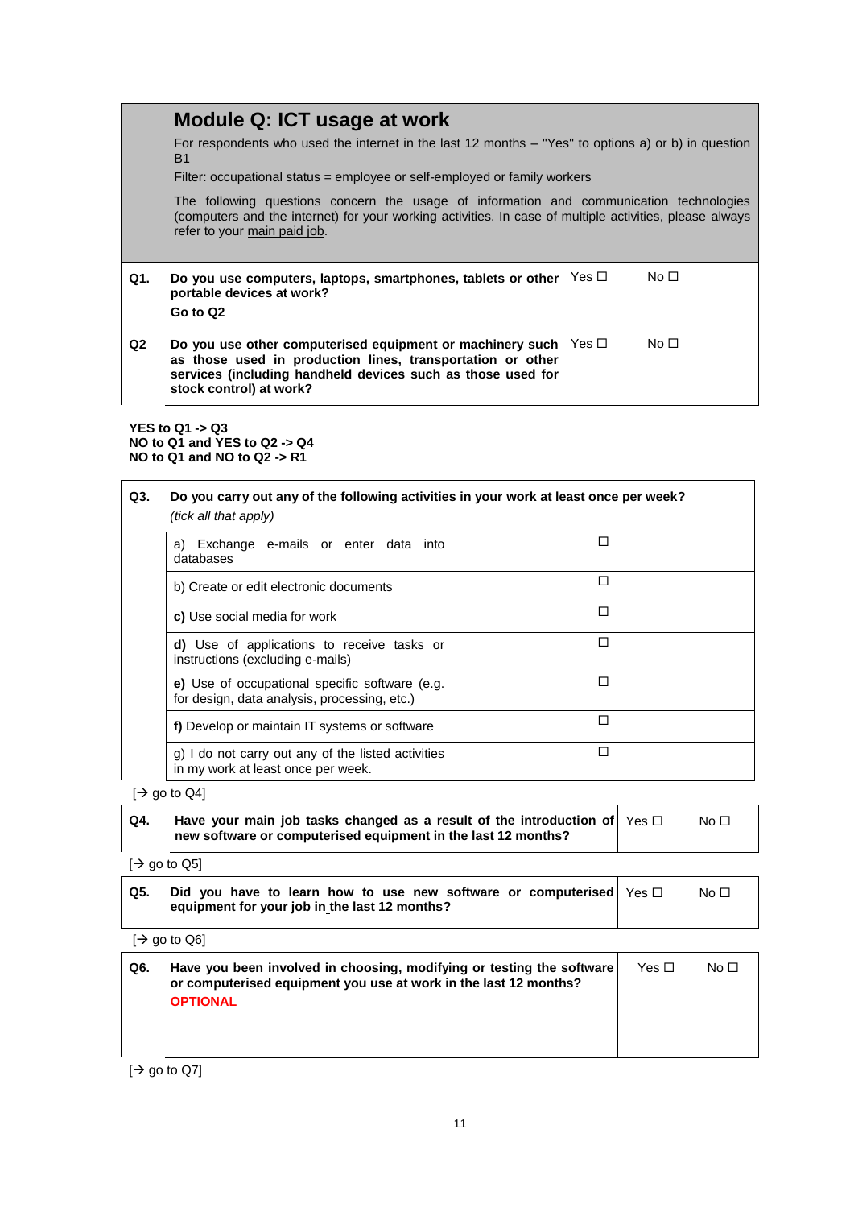## Module Q: ICT usage at work

For respondents who used the internet in the last 12 months – "Yes" to options a) or b) in question B1

Filter: occupational status = employee or self-employed or family workers

The following questions concern the usage of information and communication technologies (computers and the internet) for your working activities. In case of multiple activities, please always refer to your main paid job.

| | | | |
|---|---|---|---|
| **Q1.** | **Do you use computers, laptops, smartphones, tablets or other portable devices at work?**<br>**Go to Q2** | Yes ☐ | No ☐ |
| **Q2** | **Do you use other computerised equipment or machinery such as those used in production lines, transportation or other services (including handheld devices such as those used for stock control) at work?** | Yes ☐ | No ☐ |

**YES to Q1 -> Q3**
**NO to Q1 and YES to Q2 -> Q4**
**NO to Q1 and NO to Q2 -> R1**

| | | |
|---|---|---|
| **Q3.** | **Do you carry out any of the following activities in your work at least once per week?**<br>*(tick all that apply)* | |
| | a) Exchange e-mails or enter data into databases | ☐ |
| | b) Create or edit electronic documents | ☐ |
| | **c)** Use social media for work | ☐ |
| | **d)** Use of applications to receive tasks or instructions (excluding e-mails) | ☐ |
| | **e)** Use of occupational specific software (e.g. for design, data analysis, processing, etc.) | ☐ |
| | **f)** Develop or maintain IT systems or software | ☐ |
| | g) I do not carry out any of the listed activities in my work at least once per week. | ☐ |

[→ go to Q4]

| | | | |
|---|---|---|---|
| **Q4.** | **Have your main job tasks changed as a result of the introduction of new software or computerised equipment in the last 12 months?** | Yes ☐ | No ☐ |

[→ go to Q5]

| | | | |
|---|---|---|---|
| **Q5.** | **Did you have to learn how to use new software or computerised equipment for your job in the last 12 months?** | Yes ☐ | No ☐ |

[→ go to Q6]

| | | | |
|---|---|---|---|
| **Q6.** | **Have you been involved in choosing, modifying or testing the software or computerised equipment you use at work in the last 12 months?**<br>**OPTIONAL** | Yes ☐ | No ☐ |

[→ go to Q7]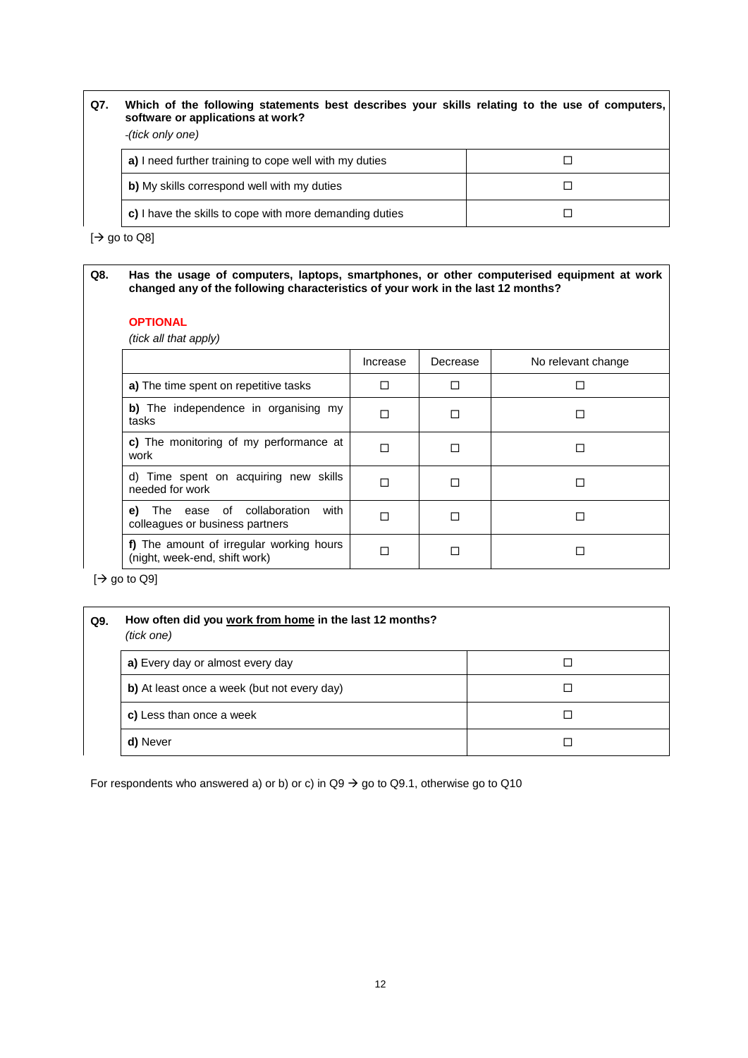**Q7. Which of the following statements best describes your skills relating to the use of computers, software or applications at work?**

*-(tick only one)*

| | |
|---|---|
| **a)** I need further training to cope well with my duties | ☐ |
| **b)** My skills correspond well with my duties | ☐ |
| **c)** I have the skills to cope with more demanding duties | ☐ |

[→ go to Q8]

**Q8. Has the usage of computers, laptops, smartphones, or other computerised equipment at work changed any of the following characteristics of your work in the last 12 months?**

**OPTIONAL**

*(tick all that apply)*

| | Increase | Decrease | No relevant change |
|---|---|---|---|
| **a)** The time spent on repetitive tasks | ☐ | ☐ | ☐ |
| **b)** The independence in organising my tasks | ☐ | ☐ | ☐ |
| **c)** The monitoring of my performance at work | ☐ | ☐ | ☐ |
| d) Time spent on acquiring new skills needed for work | ☐ | ☐ | ☐ |
| **e)** The ease of collaboration with colleagues or business partners | ☐ | ☐ | ☐ |
| **f)** The amount of irregular working hours (night, week-end, shift work) | ☐ | ☐ | ☐ |

[→ go to Q9]

**Q9. How often did you work from home in the last 12 months?**

*(tick one)*

| | |
|---|---|
| **a)** Every day or almost every day | ☐ |
| **b)** At least once a week (but not every day) | ☐ |
| **c)** Less than once a week | ☐ |
| **d)** Never | ☐ |

For respondents who answered a) or b) or c) in Q9 → go to Q9.1, otherwise go to Q10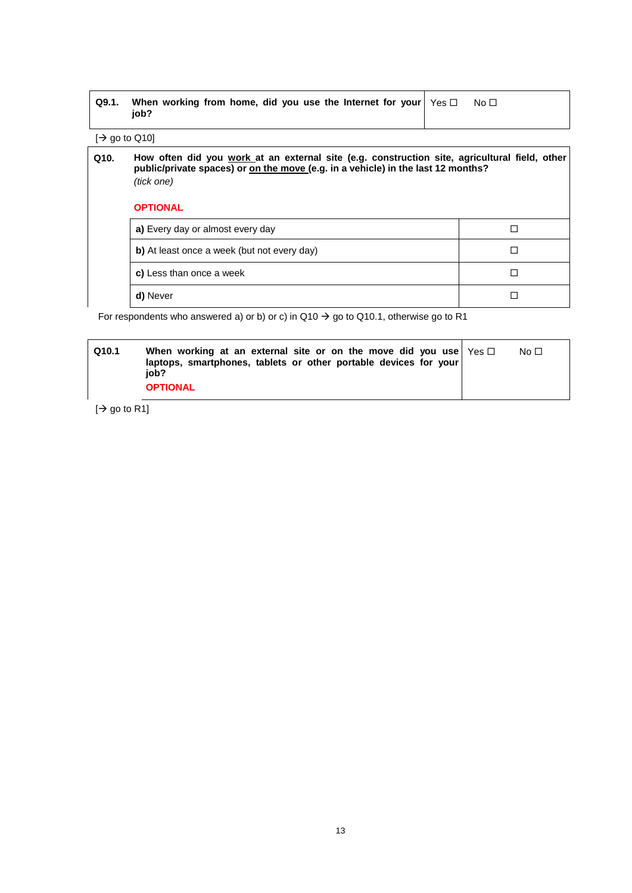| Q9.1. | When working from home, did you use the Internet for your job? | Yes ☐ No ☐ |
|---|---|---|

[→ go to Q10]

**Q10.** **How often did you <u>work</u> at an external site (e.g. construction site, agricultural field, other public/private spaces) or <u>on the move</u> (e.g. in a vehicle) in the last 12 months?**
*(tick one)*

**OPTIONAL**

| Option | |
|---|---|
| **a)** Every day or almost every day | ☐ |
| **b)** At least once a week (but not every day) | ☐ |
| **c)** Less than once a week | ☐ |
| **d)** Never | ☐ |

For respondents who answered a) or b) or c) in Q10 → go to Q10.1, otherwise go to R1

| Q10.1 | When working at an external site or on the move did you use laptops, smartphones, tablets or other portable devices for your job? **OPTIONAL** | Yes ☐ No ☐ |
|---|---|---|

[→ go to R1]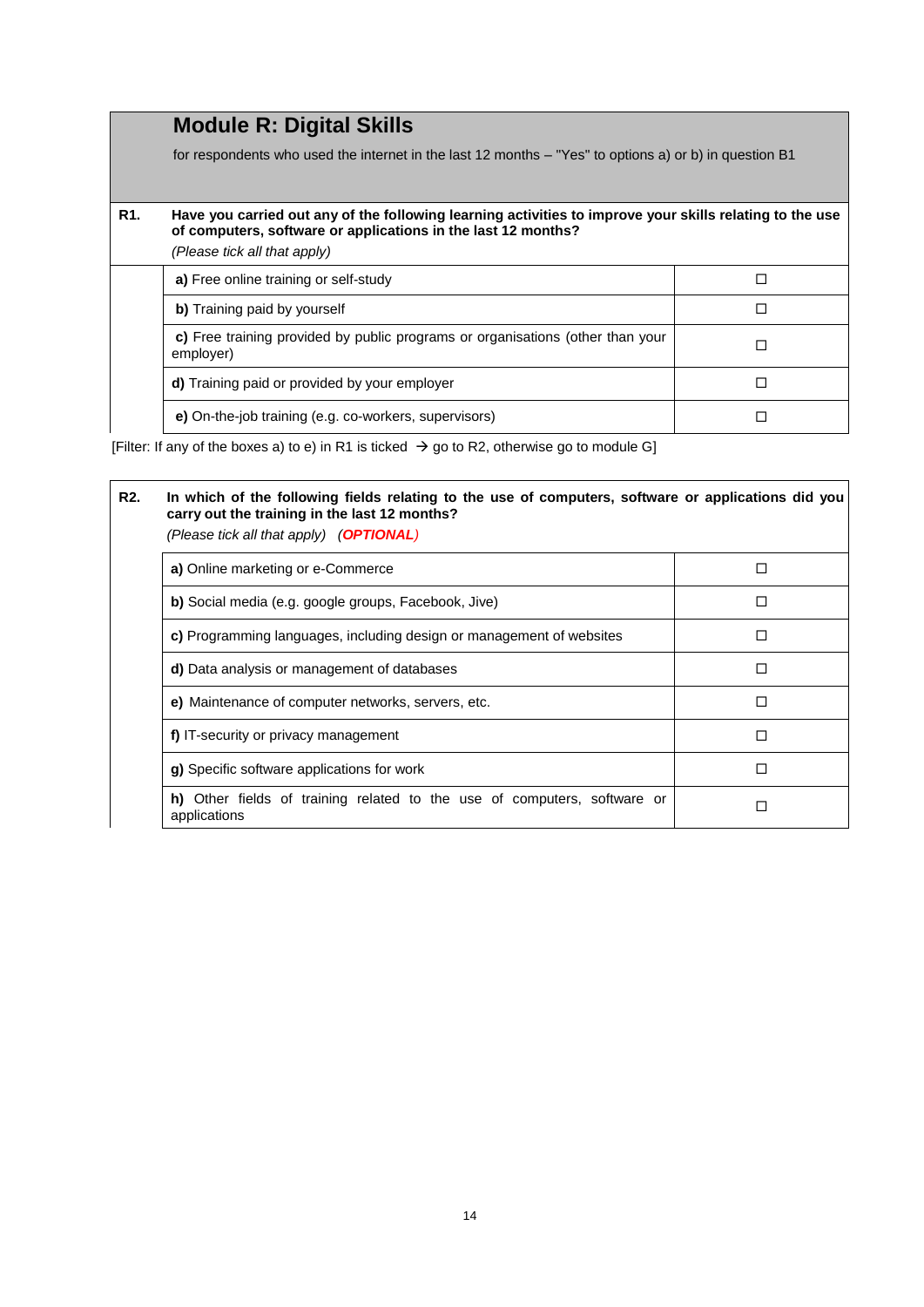## Module R: Digital Skills

for respondents who used the internet in the last 12 months – "Yes" to options a) or b) in question B1

**R1.** **Have you carried out any of the following learning activities to improve your skills relating to the use of computers, software or applications in the last 12 months?**
*(Please tick all that apply)*

| | |
|---|---|
| **a)** Free online training or self-study | ☐ |
| **b)** Training paid by yourself | ☐ |
| **c)** Free training provided by public programs or organisations (other than your employer) | ☐ |
| **d)** Training paid or provided by your employer | ☐ |
| **e)** On-the-job training (e.g. co-workers, supervisors) | ☐ |

[Filter: If any of the boxes a) to e) in R1 is ticked → go to R2, otherwise go to module G]

**R2.** **In which of the following fields relating to the use of computers, software or applications did you carry out the training in the last 12 months?**
*(Please tick all that apply)* ***(OPTIONAL)***

| | |
|---|---|
| **a)** Online marketing or e-Commerce | ☐ |
| **b)** Social media (e.g. google groups, Facebook, Jive) | ☐ |
| **c)** Programming languages, including design or management of websites | ☐ |
| **d)** Data analysis or management of databases | ☐ |
| **e)** Maintenance of computer networks, servers, etc. | ☐ |
| **f)** IT-security or privacy management | ☐ |
| **g)** Specific software applications for work | ☐ |
| **h)** Other fields of training related to the use of computers, software or applications | ☐ |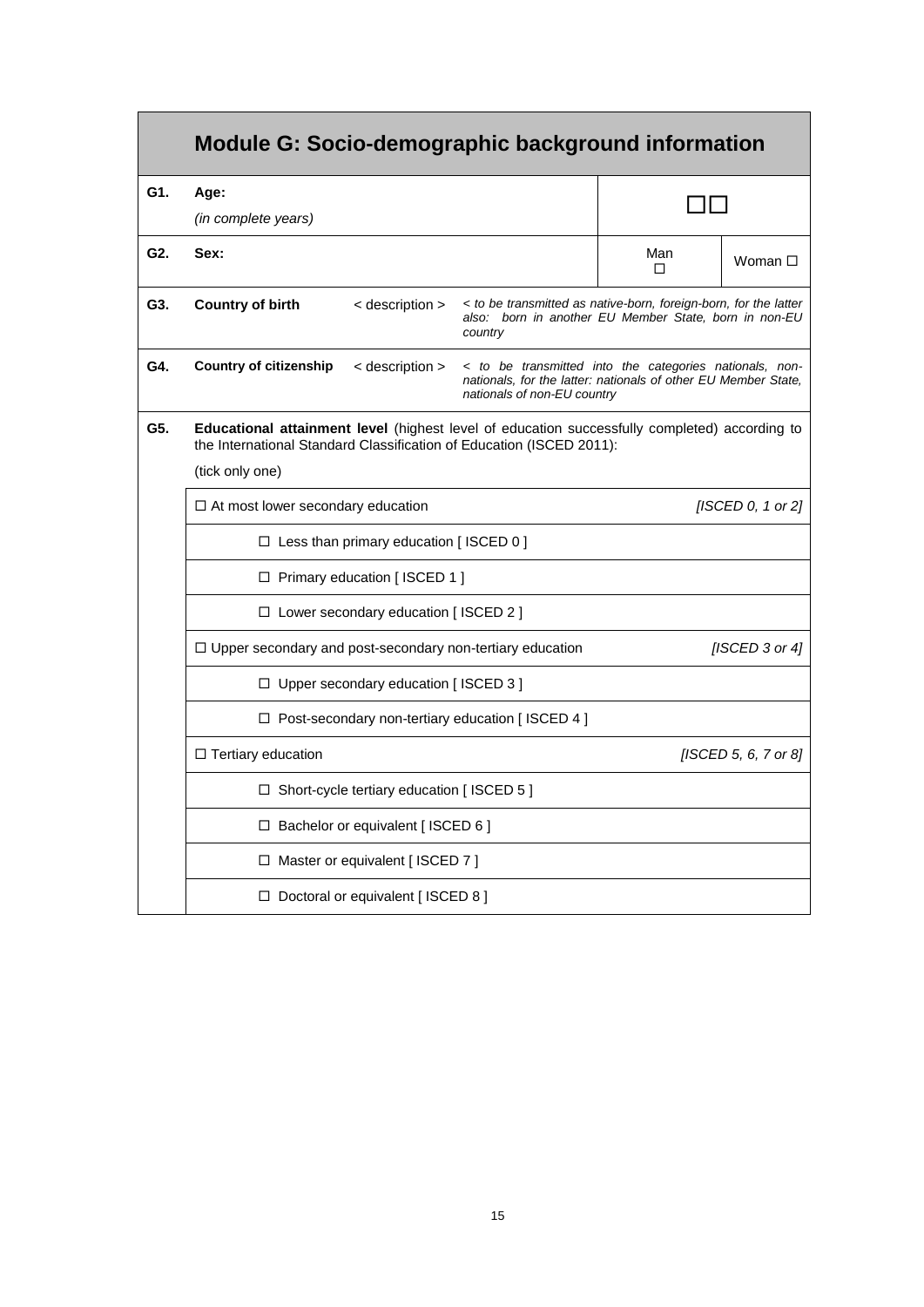## Module G: Socio-demographic background information

| | | | |
|---|---|---|---|
| **G1.** | **Age:** *(in complete years)* | | ☐☐ |
| **G2.** | **Sex:** | Man ☐ | Woman ☐ |
| **G3.** | **Country of birth** < description > | *< to be transmitted as native-born, foreign-born, for the latter also: born in another EU Member State, born in non-EU country* | |
| **G4.** | **Country of citizenship** < description > | *< to be transmitted into the categories nationals, non-nationals, for the latter: nationals of other EU Member State, nationals of non-EU country* | |

**G5.** **Educational attainment level** (highest level of education successfully completed) according to the International Standard Classification of Education (ISCED 2011):

(tick only one)

| | |
|---|---|
| ☐ At most lower secondary education | *[ISCED 0, 1 or 2]* |
| &nbsp;&nbsp;&nbsp;&nbsp;☐ Less than primary education [ ISCED 0 ] | |
| &nbsp;&nbsp;&nbsp;&nbsp;☐ Primary education [ ISCED 1 ] | |
| &nbsp;&nbsp;&nbsp;&nbsp;☐ Lower secondary education [ ISCED 2 ] | |
| ☐ Upper secondary and post-secondary non-tertiary education | *[ISCED 3 or 4]* |
| &nbsp;&nbsp;&nbsp;&nbsp;☐ Upper secondary education [ ISCED 3 ] | |
| &nbsp;&nbsp;&nbsp;&nbsp;☐ Post-secondary non-tertiary education [ ISCED 4 ] | |
| ☐ Tertiary education | *[ISCED 5, 6, 7 or 8]* |
| &nbsp;&nbsp;&nbsp;&nbsp;☐ Short-cycle tertiary education [ ISCED 5 ] | |
| &nbsp;&nbsp;&nbsp;&nbsp;☐ Bachelor or equivalent [ ISCED 6 ] | |
| &nbsp;&nbsp;&nbsp;&nbsp;☐ Master or equivalent [ ISCED 7 ] | |
| &nbsp;&nbsp;&nbsp;&nbsp;☐ Doctoral or equivalent [ ISCED 8 ] | |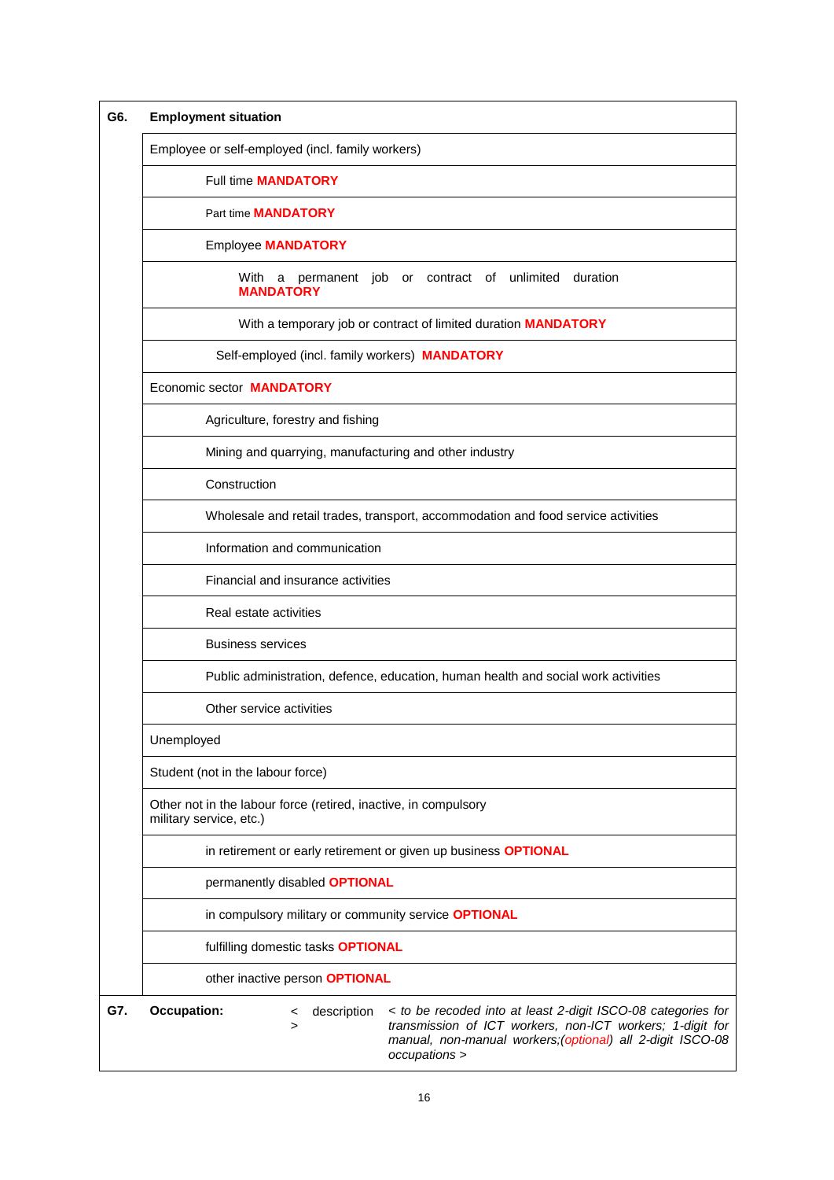| G6. | **Employment situation** |
|---|---|
| | Employee or self-employed (incl. family workers) |
| | Full time **MANDATORY** |
| | Part time **MANDATORY** |
| | Employee **MANDATORY** |
| | With a permanent job or contract of unlimited duration **MANDATORY** |
| | With a temporary job or contract of limited duration **MANDATORY** |
| | Self-employed (incl. family workers) **MANDATORY** |
| | Economic sector **MANDATORY** |
| | Agriculture, forestry and fishing |
| | Mining and quarrying, manufacturing and other industry |
| | Construction |
| | Wholesale and retail trades, transport, accommodation and food service activities |
| | Information and communication |
| | Financial and insurance activities |
| | Real estate activities |
| | Business services |
| | Public administration, defence, education, human health and social work activities |
| | Other service activities |
| | Unemployed |
| | Student (not in the labour force) |
| | Other not in the labour force (retired, inactive, in compulsory military service, etc.) |
| | in retirement or early retirement or given up business **OPTIONAL** |
| | permanently disabled **OPTIONAL** |
| | in compulsory military or community service **OPTIONAL** |
| | fulfilling domestic tasks **OPTIONAL** |
| | other inactive person **OPTIONAL** |
| **G7.** | **Occupation:** < description > *< to be recoded into at least 2-digit ISCO-08 categories for transmission of ICT workers, non-ICT workers; 1-digit for manual, non-manual workers;(optional) all 2-digit ISCO-08 occupations >* |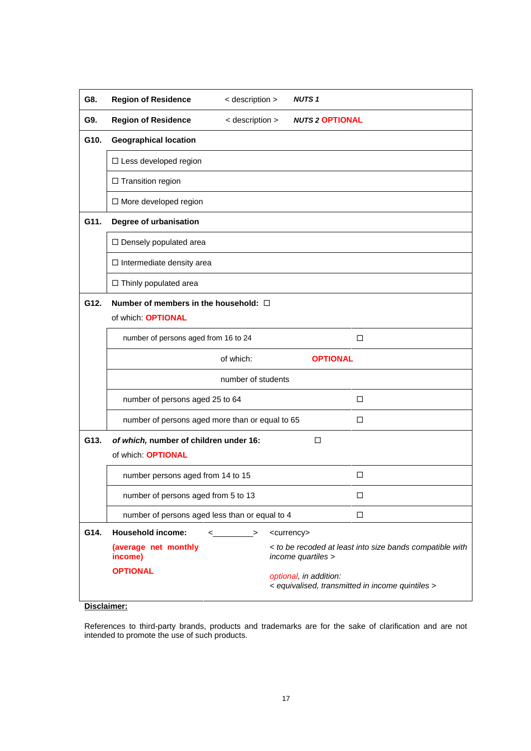| | | | |
|---|---|---|---|
| **G8.** | **Region of Residence** | < description > | ***NUTS 1*** |
| **G9.** | **Region of Residence** | < description > | ***NUTS 2* OPTIONAL** |
| **G10.** | **Geographical location** | | |
| | ☐ Less developed region | | |
| | ☐ Transition region | | |
| | ☐ More developed region | | |
| **G11.** | **Degree of urbanisation** | | |
| | ☐ Densely populated area | | |
| | ☐ Intermediate density area | | |
| | ☐ Thinly populated area | | |
| **G12.** | **Number of members in the household:** ☐<br>of which: **OPTIONAL** | | |
| | number of persons aged from 16 to 24 | ☐ | |
| | of which: | **OPTIONAL** | |
| | number of students | | |
| | number of persons aged 25 to 64 | ☐ | |
| | number of persons aged more than or equal to 65 | ☐ | |
| **G13.** | ***of which*, number of children under 16:** ☐<br>of which: **OPTIONAL** | | |
| | number persons aged from 14 to 15 | ☐ | |
| | number of persons aged from 5 to 13 | ☐ | |
| | number of persons aged less than or equal to 4 | ☐ | |
| **G14.** | **Household income:**<br>**(average net monthly income)**<br>**OPTIONAL** | <\_\_\_\_\_\_\_\_\_> | <currency><br>*< to be recoded at least into size bands compatible with income quartiles >*<br>*optional, in addition:*<br>*< equivalised, transmitted in income quintiles >* |

**Disclaimer:**

References to third-party brands, products and trademarks are for the sake of clarification and are not intended to promote the use of such products.